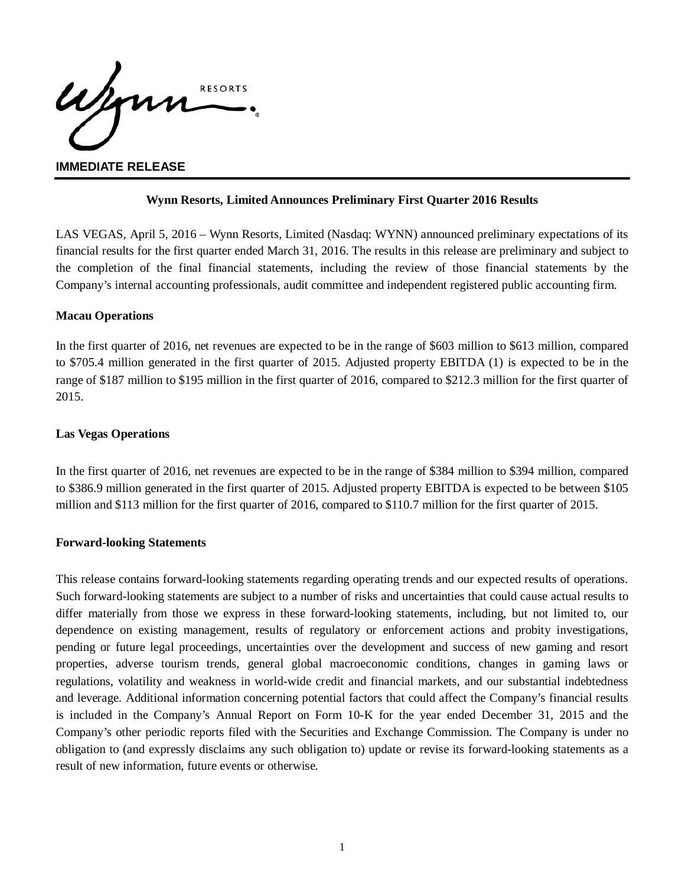**IMMEDIATE RELEASE**

---

**Wynn Resorts, Limited Announces Preliminary First Quarter 2016 Results**

LAS VEGAS, April 5, 2016 – Wynn Resorts, Limited (Nasdaq: WYNN) announced preliminary expectations of its financial results for the first quarter ended March 31, 2016. The results in this release are preliminary and subject to the completion of the final financial statements, including the review of those financial statements by the Company's internal accounting professionals, audit committee and independent registered public accounting firm.

**Macau Operations**

In the first quarter of 2016, net revenues are expected to be in the range of $603 million to $613 million, compared to $705.4 million generated in the first quarter of 2015. Adjusted property EBITDA (1) is expected to be in the range of $187 million to $195 million in the first quarter of 2016, compared to $212.3 million for the first quarter of 2015.

**Las Vegas Operations**

In the first quarter of 2016, net revenues are expected to be in the range of $384 million to $394 million, compared to $386.9 million generated in the first quarter of 2015. Adjusted property EBITDA is expected to be between $105 million and $113 million for the first quarter of 2016, compared to $110.7 million for the first quarter of 2015.

**Forward-looking Statements**

This release contains forward-looking statements regarding operating trends and our expected results of operations. Such forward-looking statements are subject to a number of risks and uncertainties that could cause actual results to differ materially from those we express in these forward-looking statements, including, but not limited to, our dependence on existing management, results of regulatory or enforcement actions and probity investigations, pending or future legal proceedings, uncertainties over the development and success of new gaming and resort properties, adverse tourism trends, general global macroeconomic conditions, changes in gaming laws or regulations, volatility and weakness in world-wide credit and financial markets, and our substantial indebtedness and leverage. Additional information concerning potential factors that could affect the Company's financial results is included in the Company's Annual Report on Form 10-K for the year ended December 31, 2015 and the Company's other periodic reports filed with the Securities and Exchange Commission. The Company is under no obligation to (and expressly disclaims any such obligation to) update or revise its forward-looking statements as a result of new information, future events or otherwise.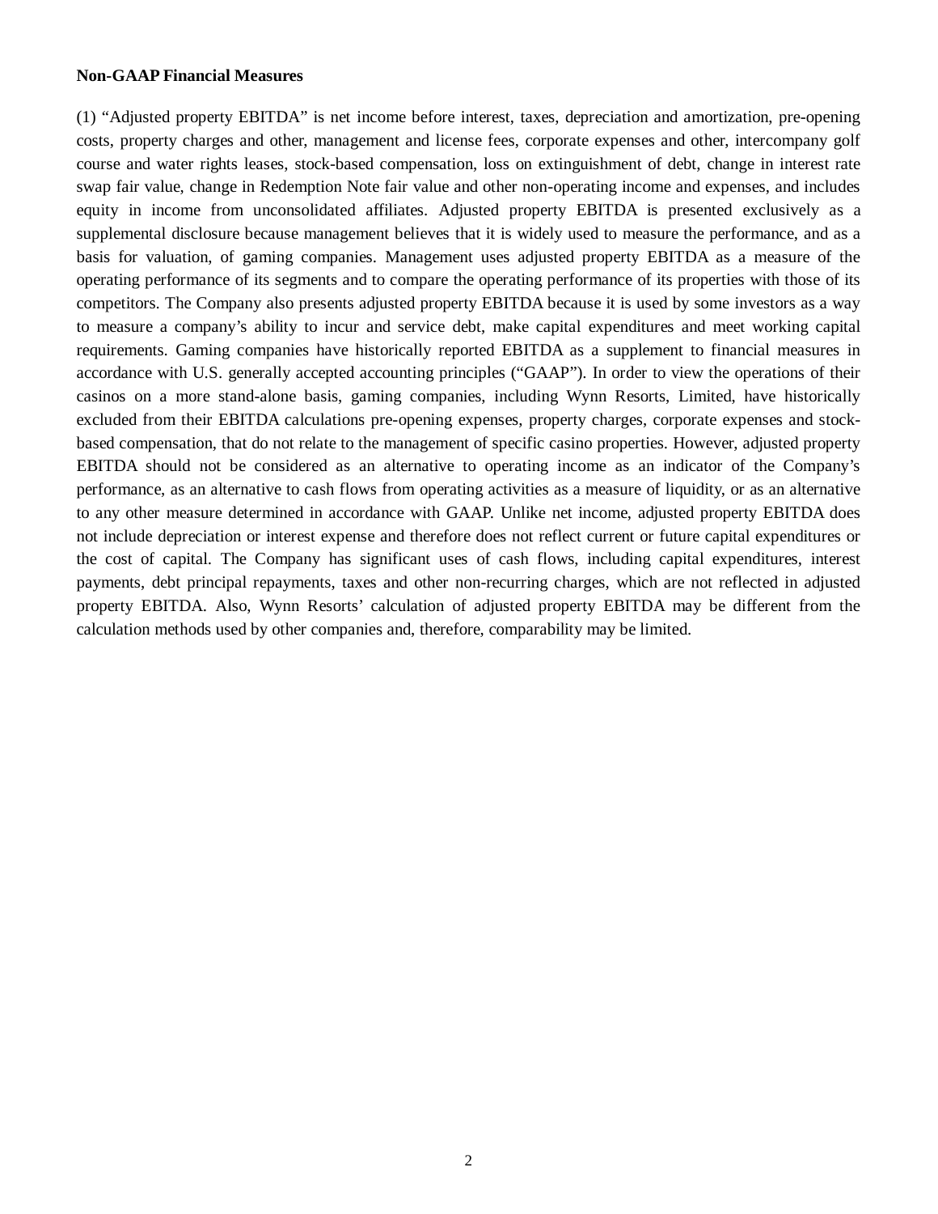**Non-GAAP Financial Measures**

(1) "Adjusted property EBITDA" is net income before interest, taxes, depreciation and amortization, pre-opening costs, property charges and other, management and license fees, corporate expenses and other, intercompany golf course and water rights leases, stock-based compensation, loss on extinguishment of debt, change in interest rate swap fair value, change in Redemption Note fair value and other non-operating income and expenses, and includes equity in income from unconsolidated affiliates. Adjusted property EBITDA is presented exclusively as a supplemental disclosure because management believes that it is widely used to measure the performance, and as a basis for valuation, of gaming companies. Management uses adjusted property EBITDA as a measure of the operating performance of its segments and to compare the operating performance of its properties with those of its competitors. The Company also presents adjusted property EBITDA because it is used by some investors as a way to measure a company's ability to incur and service debt, make capital expenditures and meet working capital requirements. Gaming companies have historically reported EBITDA as a supplement to financial measures in accordance with U.S. generally accepted accounting principles ("GAAP"). In order to view the operations of their casinos on a more stand-alone basis, gaming companies, including Wynn Resorts, Limited, have historically excluded from their EBITDA calculations pre-opening expenses, property charges, corporate expenses and stock-based compensation, that do not relate to the management of specific casino properties. However, adjusted property EBITDA should not be considered as an alternative to operating income as an indicator of the Company's performance, as an alternative to cash flows from operating activities as a measure of liquidity, or as an alternative to any other measure determined in accordance with GAAP. Unlike net income, adjusted property EBITDA does not include depreciation or interest expense and therefore does not reflect current or future capital expenditures or the cost of capital. The Company has significant uses of cash flows, including capital expenditures, interest payments, debt principal repayments, taxes and other non-recurring charges, which are not reflected in adjusted property EBITDA. Also, Wynn Resorts' calculation of adjusted property EBITDA may be different from the calculation methods used by other companies and, therefore, comparability may be limited.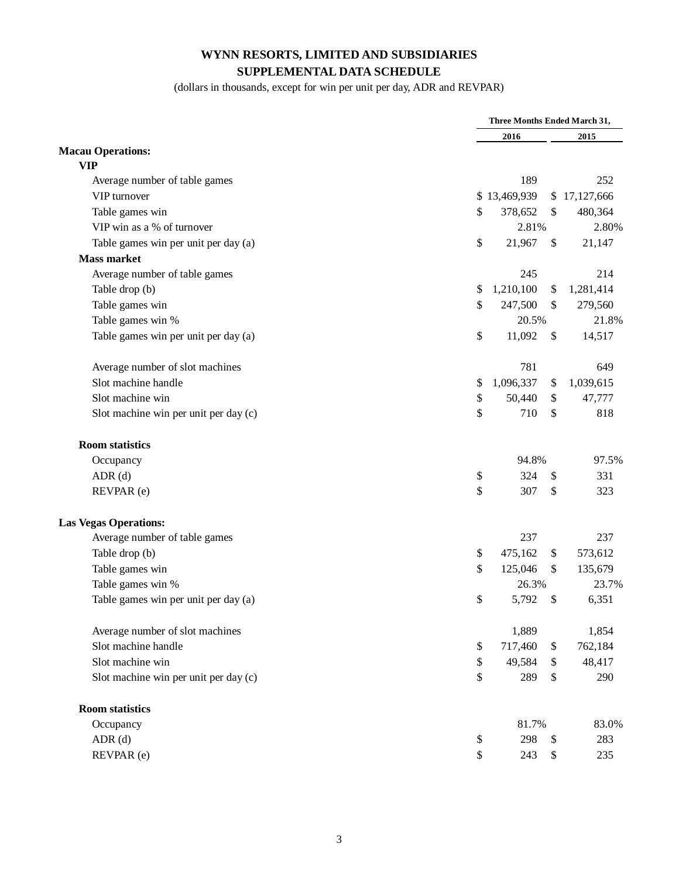# WYNN RESORTS, LIMITED AND SUBSIDIARIES

## SUPPLEMENTAL DATA SCHEDULE

(dollars in thousands, except for win per unit per day, ADR and REVPAR)

| | Three Months Ended March 31, | |
|---|---|---|
| | 2016 | 2015 |
| **Macau Operations:** | | |
| **VIP** | | |
| Average number of table games | 189 | 252 |
| VIP turnover | $ 13,469,939 | $ 17,127,666 |
| Table games win | $ 378,652 | $ 480,364 |
| VIP win as a % of turnover | 2.81% | 2.80% |
| Table games win per unit per day (a) | $ 21,967 | $ 21,147 |
| **Mass market** | | |
| Average number of table games | 245 | 214 |
| Table drop (b) | $ 1,210,100 | $ 1,281,414 |
| Table games win | $ 247,500 | $ 279,560 |
| Table games win % | 20.5% | 21.8% |
| Table games win per unit per day (a) | $ 11,092 | $ 14,517 |
| | | |
| Average number of slot machines | 781 | 649 |
| Slot machine handle | $ 1,096,337 | $ 1,039,615 |
| Slot machine win | $ 50,440 | $ 47,777 |
| Slot machine win per unit per day (c) | $ 710 | $ 818 |
| | | |
| **Room statistics** | | |
| Occupancy | 94.8% | 97.5% |
| ADR (d) | $ 324 | $ 331 |
| REVPAR (e) | $ 307 | $ 323 |
| | | |
| **Las Vegas Operations:** | | |
| Average number of table games | 237 | 237 |
| Table drop (b) | $ 475,162 | $ 573,612 |
| Table games win | $ 125,046 | $ 135,679 |
| Table games win % | 26.3% | 23.7% |
| Table games win per unit per day (a) | $ 5,792 | $ 6,351 |
| | | |
| Average number of slot machines | 1,889 | 1,854 |
| Slot machine handle | $ 717,460 | $ 762,184 |
| Slot machine win | $ 49,584 | $ 48,417 |
| Slot machine win per unit per day (c) | $ 289 | $ 290 |
| | | |
| **Room statistics** | | |
| Occupancy | 81.7% | 83.0% |
| ADR (d) | $ 298 | $ 283 |
| REVPAR (e) | $ 243 | $ 235 |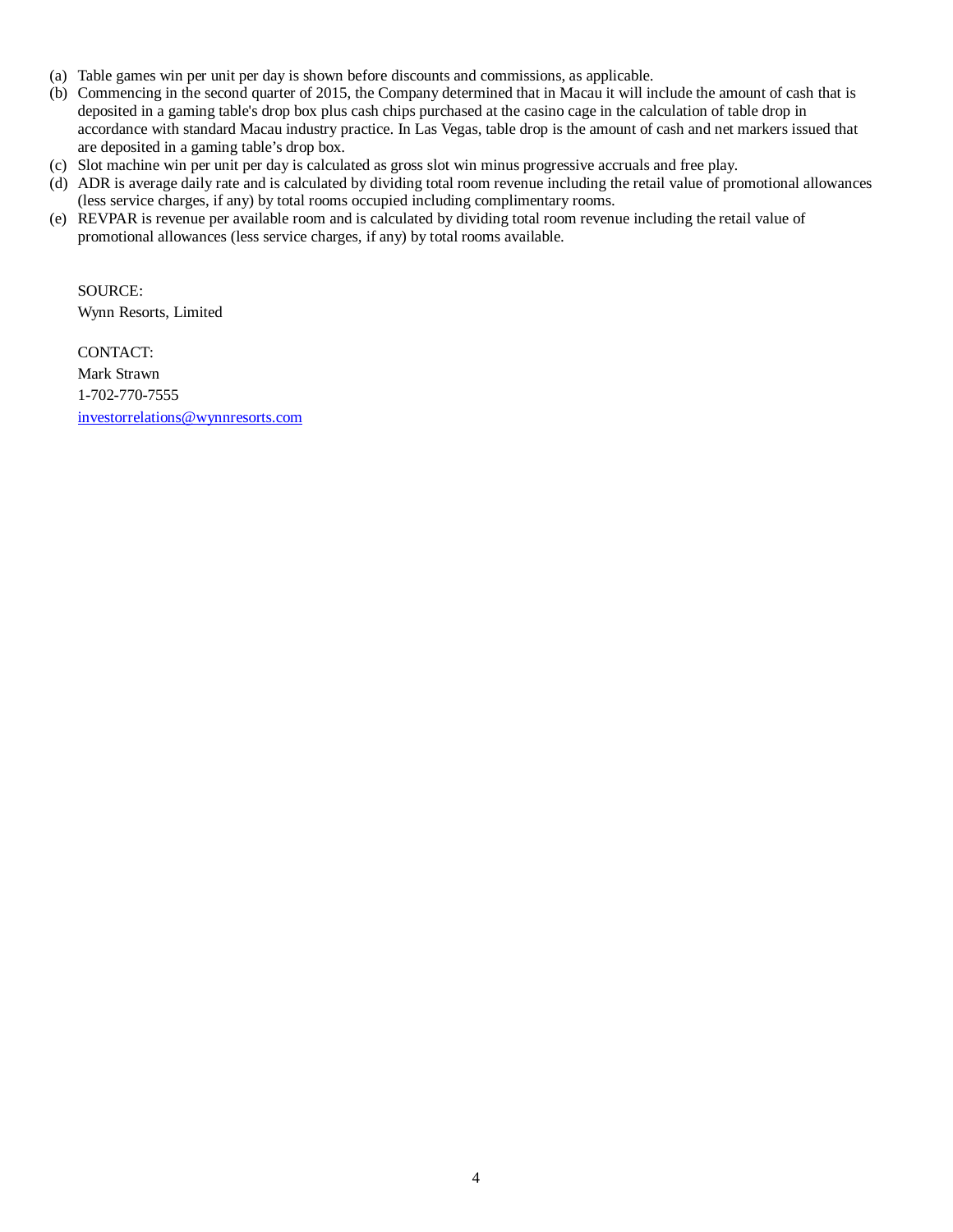(a) Table games win per unit per day is shown before discounts and commissions, as applicable.
(b) Commencing in the second quarter of 2015, the Company determined that in Macau it will include the amount of cash that is deposited in a gaming table's drop box plus cash chips purchased at the casino cage in the calculation of table drop in accordance with standard Macau industry practice. In Las Vegas, table drop is the amount of cash and net markers issued that are deposited in a gaming table's drop box.
(c) Slot machine win per unit per day is calculated as gross slot win minus progressive accruals and free play.
(d) ADR is average daily rate and is calculated by dividing total room revenue including the retail value of promotional allowances (less service charges, if any) by total rooms occupied including complimentary rooms.
(e) REVPAR is revenue per available room and is calculated by dividing total room revenue including the retail value of promotional allowances (less service charges, if any) by total rooms available.

SOURCE:
Wynn Resorts, Limited

CONTACT:
Mark Strawn
1-702-770-7555
investorrelations@wynnresorts.com